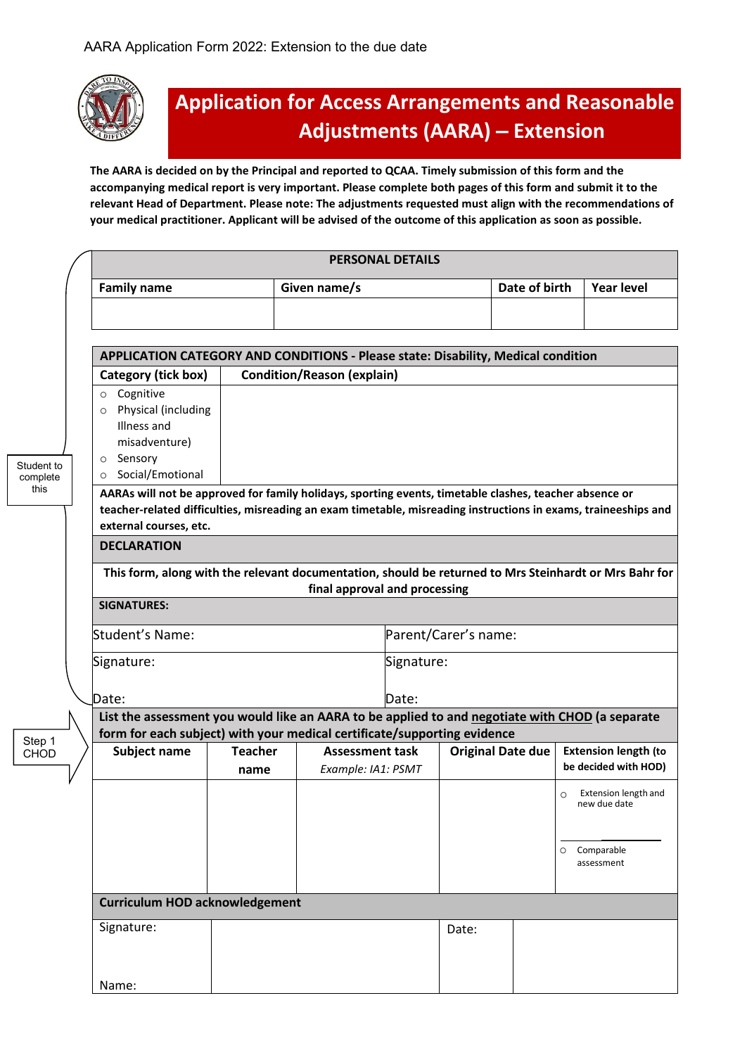AARA Application Form 2022: Extension to the due date

# Application for Access Arrangements and Reasonable Adjustments (AARA) – Extension

**The AARA is decided on by the Principal and reported to QCAA. Timely submission of this form and the accompanying medical report is very important. Please complete both pages of this form and submit it to the relevant Head of Department. Please note: The adjustments requested must align with the recommendations of your medical practitioner. Applicant will be advised of the outcome of this application as soon as possible.**

Student to complete this

| PERSONAL DETAILS | | | |
|---|---|---|---|
| **Family name** | **Given name/s** | **Date of birth** | **Year level** |
| | | | |

| APPLICATION CATEGORY AND CONDITIONS - Please state: Disability, Medical condition | |
|---|---|
| **Category (tick box)** | **Condition/Reason (explain)** |
| ○ Cognitive<br>○ Physical (including Illness and misadventure)<br>○ Sensory<br>○ Social/Emotional | |
| **AARAs will not be approved for family holidays, sporting events, timetable clashes, teacher absence or teacher-related difficulties, misreading an exam timetable, misreading instructions in exams, traineeships and external courses, etc.** | |
| **DECLARATION** | |
| **This form, along with the relevant documentation, should be returned to Mrs Steinhardt or Mrs Bahr for final approval and processing** | |
| **SIGNATURES:** | |
| Student's Name: | Parent/Carer's name: |
| Signature:<br><br>Date: | Signature:<br><br>Date: |

Step 1 CHOD

**List the assessment you would like an AARA to be applied to and <u>negotiate with CHOD</u> (a separate form for each subject) with your medical certificate/supporting evidence**

| Subject name | Teacher name | Assessment task<br>*Example: IA1: PSMT* | Original Date due | Extension length (to be decided with HOD) |
|---|---|---|---|---|
| | | | | ○ Extension length and new due date<br>________<br>○ Comparable assessment |

| Curriculum HOD acknowledgement | | | |
|---|---|---|---|
| Signature:<br><br>Name: | | Date: | |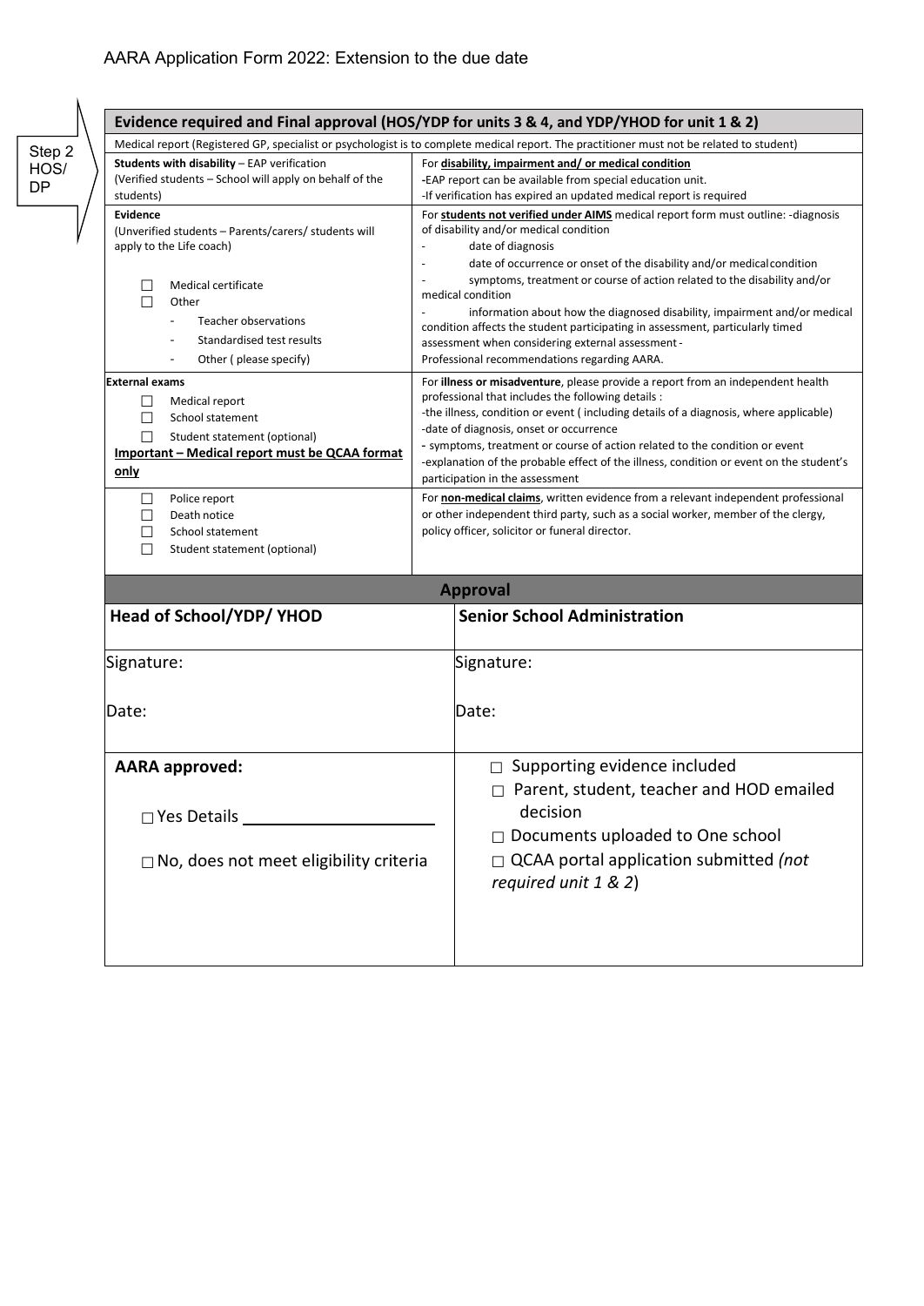AARA Application Form 2022: Extension to the due date

Step 2 HOS/ DP

| Evidence required and Final approval (HOS/YDP for units 3 & 4, and YDP/YHOD for unit 1 & 2) | |
|---|---|
| Medical report (Registered GP, specialist or psychologist is to complete medical report. The practitioner must not be related to student) | |
| **Students with disability** – EAP verification (Verified students – School will apply on behalf of the students) | For **disability, impairment and/ or medical condition**<br>-EAP report can be available from special education unit.<br>-If verification has expired an updated medical report is required |
| **Evidence** (Unverified students – Parents/carers/ students will apply to the Life coach)<br>☐ Medical certificate<br>☐ Other<br>- Teacher observations<br>- Standardised test results<br>- Other ( please specify) | For **students not verified under AIMS** medical report form must outline: -diagnosis of disability and/or medical condition<br>- date of diagnosis<br>- date of occurrence or onset of the disability and/or medical condition<br>- symptoms, treatment or course of action related to the disability and/or medical condition<br>- information about how the diagnosed disability, impairment and/or medical condition affects the student participating in assessment, particularly timed assessment when considering external assessment -<br>Professional recommendations regarding AARA. |
| **External exams**<br>☐ Medical report<br>☐ School statement<br>☐ Student statement (optional)<br>**Important – Medical report must be QCAA format only** | For **illness or misadventure**, please provide a report from an independent health professional that includes the following details :<br>-the illness, condition or event ( including details of a diagnosis, where applicable)<br>-date of diagnosis, onset or occurrence<br>- symptoms, treatment or course of action related to the condition or event<br>-explanation of the probable effect of the illness, condition or event on the student's participation in the assessment |
| ☐ Police report<br>☐ Death notice<br>☐ School statement<br>☐ Student statement (optional) | For **non-medical claims**, written evidence from a relevant independent professional or other independent third party, such as a social worker, member of the clergy, policy officer, solicitor or funeral director. |

| Approval | |
|---|---|
| **Head of School/YDP/ YHOD** | **Senior School Administration** |
| Signature:<br><br>Date: | Signature:<br><br>Date: |
| **AARA approved:**<br><br>☐ Yes Details ____________________<br><br>☐ No, does not meet eligibility criteria | ☐ Supporting evidence included<br>☐ Parent, student, teacher and HOD emailed decision<br>☐ Documents uploaded to One school<br>☐ QCAA portal application submitted *(not required unit 1 & 2)* |